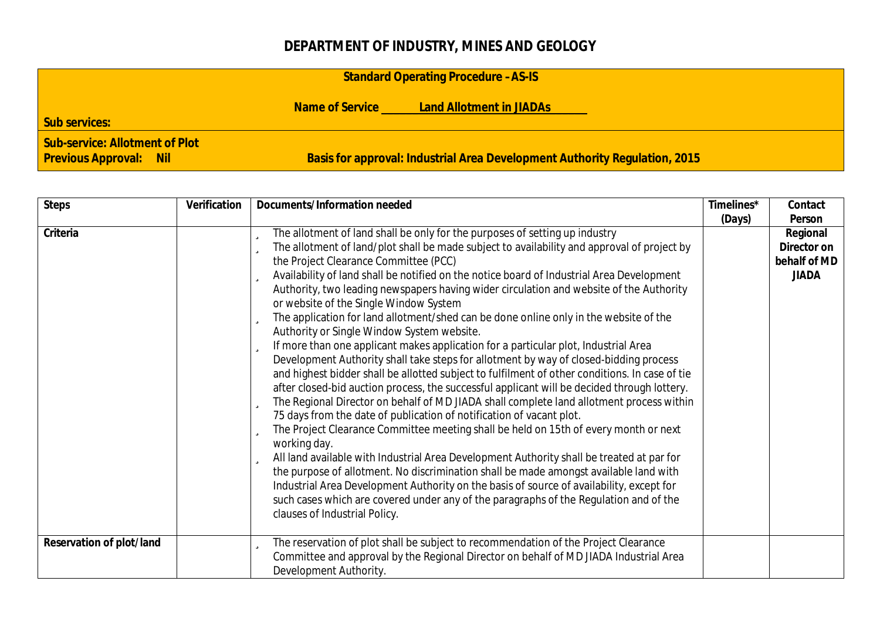# DEPARTMENT OF INDUSTRY, MINES AND GEOLOGY

**Standard Operating Procedure – AS-IS**

**Name of Service** **Land Allotment in JIADAs**

**Sub services:**

**Sub-service: Allotment of Plot**

**Previous Approval: Nil** **Basis for approval: Industrial Area Development Authority Regulation, 2015**

| Steps | Verification | Documents/Information needed | Timelines* (Days) | Contact Person |
|---|---|---|---|---|
| **Criteria** | | • The allotment of land shall be only for the purposes of setting up industry<br>• The allotment of land/plot shall be made subject to availability and approval of project by the Project Clearance Committee (PCC)<br>• Availability of land shall be notified on the notice board of Industrial Area Development Authority, two leading newspapers having wider circulation and website of the Authority or website of the Single Window System<br>• The application for land allotment/shed can be done online only in the website of the Authority or Single Window System website.<br>• If more than one applicant makes application for a particular plot, Industrial Area Development Authority shall take steps for allotment by way of closed-bidding process and highest bidder shall be allotted subject to fulfilment of other conditions. In case of tie after closed-bid auction process, the successful applicant will be decided through lottery.<br>• The Regional Director on behalf of MD JIADA shall complete land allotment process within 75 days from the date of publication of notification of vacant plot.<br>• The Project Clearance Committee meeting shall be held on 15th of every month or next working day.<br>• All land available with Industrial Area Development Authority shall be treated at par for the purpose of allotment. No discrimination shall be made amongst available land with Industrial Area Development Authority on the basis of source of availability, except for such cases which are covered under any of the paragraphs of the Regulation and of the clauses of Industrial Policy. | | **Regional Director on behalf of MD JIADA** |
| **Reservation of plot/land** | | • The reservation of plot shall be subject to recommendation of the Project Clearance Committee and approval by the Regional Director on behalf of MD JIADA Industrial Area Development Authority. | | |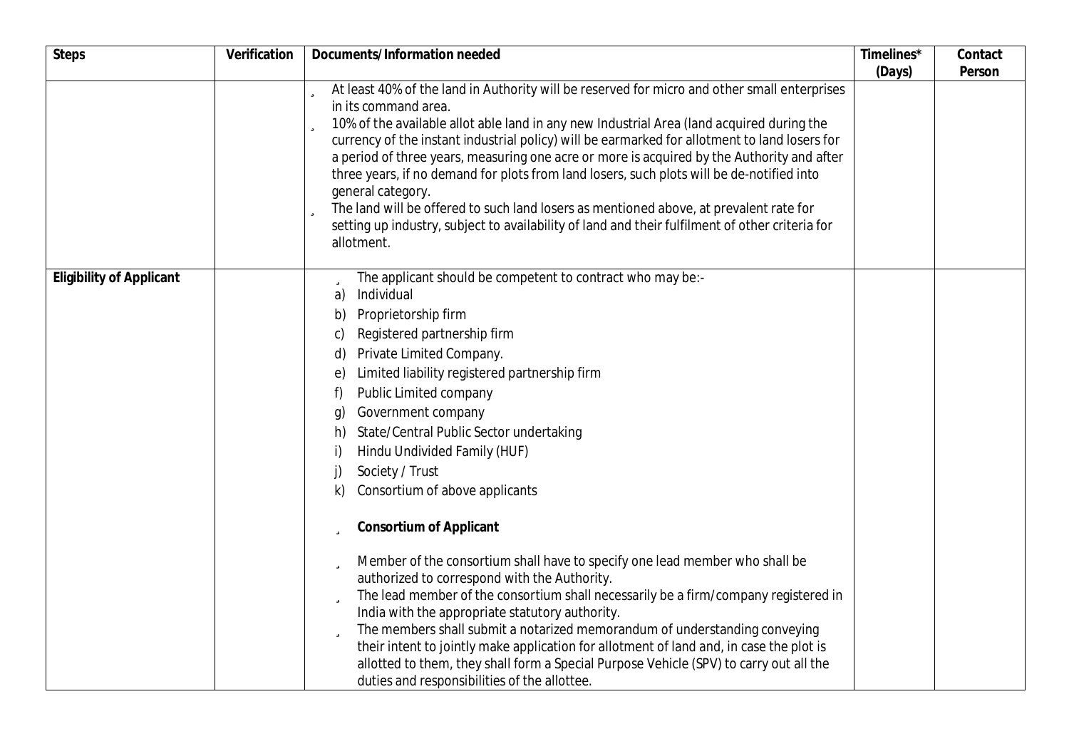| Steps | Verification | Documents/ Information needed | Timelines* (Days) | Contact Person |
|---|---|---|---|---|
| | | - At least 40% of the land in Authority will be reserved for micro and other small enterprises in its command area.<br>- 10% of the available allot able land in any new Industrial Area (land acquired during the currency of the instant industrial policy) will be earmarked for allotment to land losers for a period of three years, measuring one acre or more is acquired by the Authority and after three years, if no demand for plots from land losers, such plots will be de-notified into general category.<br>- The land will be offered to such land losers as mentioned above, at prevalent rate for setting up industry, subject to availability of land and their fulfilment of other criteria for allotment. | | |
| **Eligibility of Applicant** | | - The applicant should be competent to contract who may be:-<br>a) Individual<br>b) Proprietorship firm<br>c) Registered partnership firm<br>d) Private Limited Company.<br>e) Limited liability registered partnership firm<br>f) Public Limited company<br>g) Government company<br>h) State/Central Public Sector undertaking<br>i) Hindu Undivided Family (HUF)<br>j) Society / Trust<br>k) Consortium of above applicants<br><br>- **Consortium of Applicant**<br><br>- Member of the consortium shall have to specify one lead member who shall be authorized to correspond with the Authority.<br>- The lead member of the consortium shall necessarily be a firm/company registered in India with the appropriate statutory authority.<br>- The members shall submit a notarized memorandum of understanding conveying their intent to jointly make application for allotment of land and, in case the plot is allotted to them, they shall form a Special Purpose Vehicle (SPV) to carry out all the duties and responsibilities of the allottee. | | |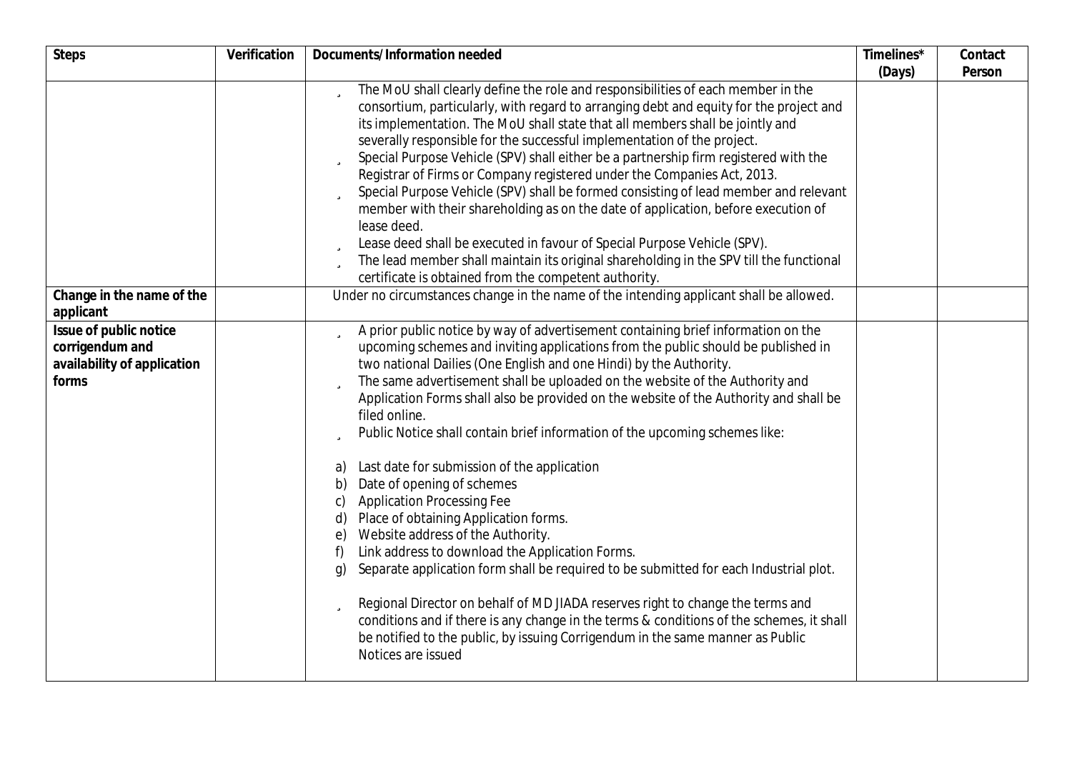| Steps | Verification | Documents/ Information needed | Timelines* (Days) | Contact Person |
|---|---|---|---|---|
| | | ¸ The MoU shall clearly define the role and responsibilities of each member in the consortium, particularly, with regard to arranging debt and equity for the project and its implementation. The MoU shall state that all members shall be jointly and severally responsible for the successful implementation of the project.<br>¸ Special Purpose Vehicle (SPV) shall either be a partnership firm registered with the Registrar of Firms or Company registered under the Companies Act, 2013.<br>¸ Special Purpose Vehicle (SPV) shall be formed consisting of lead member and relevant member with their shareholding as on the date of application, before execution of lease deed.<br>¸ Lease deed shall be executed in favour of Special Purpose Vehicle (SPV).<br>¸ The lead member shall maintain its original shareholding in the SPV till the functional certificate is obtained from the competent authority. | | |
| **Change in the name of the applicant** | | Under no circumstances change in the name of the intending applicant shall be allowed. | | |
| **Issue of public notice corrigendum and availability of application forms** | | ¸ A prior public notice by way of advertisement containing brief information on the upcoming schemes and inviting applications from the public should be published in two national Dailies (One English and one Hindi) by the Authority.<br>¸ The same advertisement shall be uploaded on the website of the Authority and Application Forms shall also be provided on the website of the Authority and shall be filed online.<br>¸ Public Notice shall contain brief information of the upcoming schemes like:<br><br>a) Last date for submission of the application<br>b) Date of opening of schemes<br>c) Application Processing Fee<br>d) Place of obtaining Application forms.<br>e) Website address of the Authority.<br>f) Link address to download the Application Forms.<br>g) Separate application form shall be required to be submitted for each Industrial plot.<br><br>¸ Regional Director on behalf of MD JIADA reserves right to change the terms and conditions and if there is any change in the terms & conditions of the schemes, it shall be notified to the public, by issuing Corrigendum in the same manner as Public Notices are issued | | |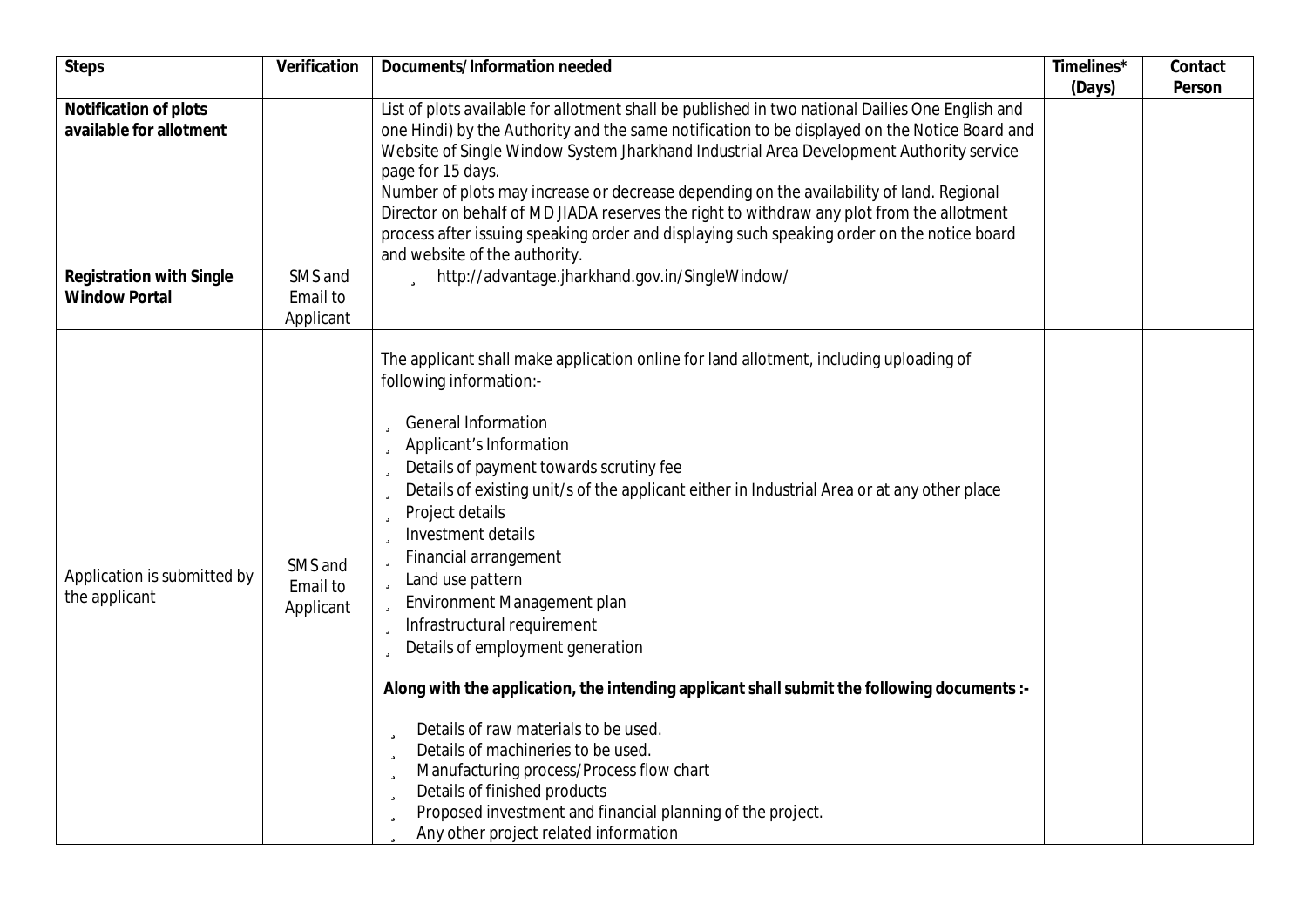| **Steps** | **Verification** | **Documents/Information needed** | **Timelines* (Days)** | **Contact Person** |
|---|---|---|---|---|
| **Notification of plots available for allotment** | | List of plots available for allotment shall be published in two national Dailies One English and one Hindi) by the Authority and the same notification to be displayed on the Notice Board and Website of Single Window System Jharkhand Industrial Area Development Authority service page for 15 days.<br>Number of plots may increase or decrease depending on the availability of land. Regional Director on behalf of MD JIADA reserves the right to withdraw any plot from the allotment process after issuing speaking order and displaying such speaking order on the notice board and website of the authority. | | |
| **Registration with Single Window Portal** | SMS and Email to Applicant | • http://advantage.jharkhand.gov.in/SingleWindow/ | | |
| Application is submitted by the applicant | SMS and Email to Applicant | The applicant shall make application online for land allotment, including uploading of following information:-<br>• General Information<br>• Applicant's Information<br>• Details of payment towards scrutiny fee<br>• Details of existing unit/s of the applicant either in Industrial Area or at any other place<br>• Project details<br>• Investment details<br>• Financial arrangement<br>• Land use pattern<br>• Environment Management plan<br>• Infrastructural requirement<br>• Details of employment generation<br>**Along with the application, the intending applicant shall submit the following documents :-**<br>• Details of raw materials to be used.<br>• Details of machineries to be used.<br>• Manufacturing process/Process flow chart<br>• Details of finished products<br>• Proposed investment and financial planning of the project.<br>• Any other project related information | | |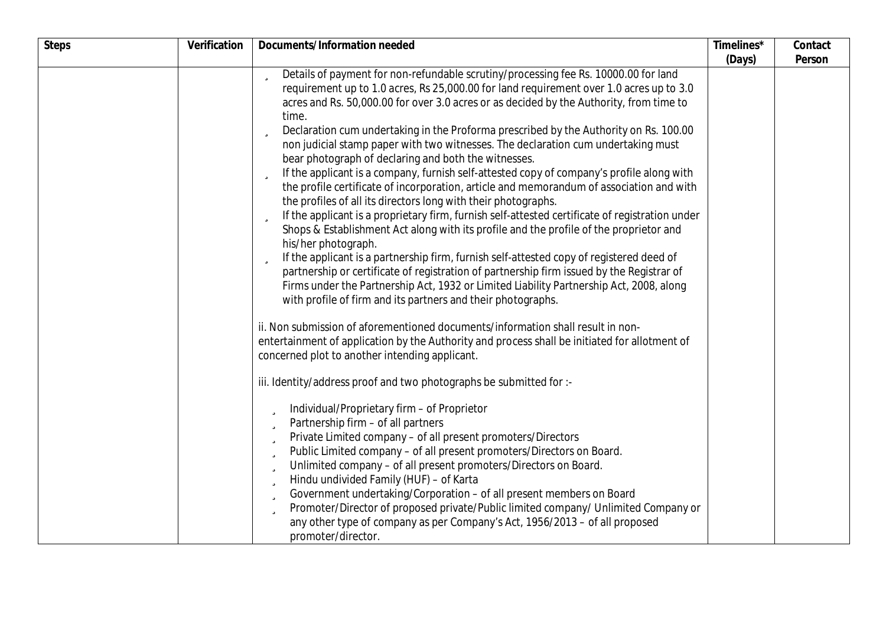| Steps | Verification | Documents/Information needed | Timelines* (Days) | Contact Person |
|---|---|---|---|---|
| | | • Details of payment for non-refundable scrutiny/processing fee Rs. 10000.00 for land requirement up to 1.0 acres, Rs 25,000.00 for land requirement over 1.0 acres up to 3.0 acres and Rs. 50,000.00 for over 3.0 acres or as decided by the Authority, from time to time.<br>• Declaration cum undertaking in the Proforma prescribed by the Authority on Rs. 100.00 non judicial stamp paper with two witnesses. The declaration cum undertaking must bear photograph of declaring and both the witnesses.<br>• If the applicant is a company, furnish self-attested copy of company's profile along with the profile certificate of incorporation, article and memorandum of association and with the profiles of all its directors long with their photographs.<br>• If the applicant is a proprietary firm, furnish self-attested certificate of registration under Shops & Establishment Act along with its profile and the profile of the proprietor and his/her photograph.<br>• If the applicant is a partnership firm, furnish self-attested copy of registered deed of partnership or certificate of registration of partnership firm issued by the Registrar of Firms under the Partnership Act, 1932 or Limited Liability Partnership Act, 2008, along with profile of firm and its partners and their photographs.<br><br>ii. Non submission of aforementioned documents/information shall result in non-entertainment of application by the Authority and process shall be initiated for allotment of concerned plot to another intending applicant.<br><br>iii. Identity/address proof and two photographs be submitted for :-<br><br>• Individual/Proprietary firm – of Proprietor<br>• Partnership firm – of all partners<br>• Private Limited company – of all present promoters/Directors<br>• Public Limited company – of all present promoters/Directors on Board.<br>• Unlimited company – of all present promoters/Directors on Board.<br>• Hindu undivided Family (HUF) – of Karta<br>• Government undertaking/Corporation – of all present members on Board<br>• Promoter/Director of proposed private/Public limited company/ Unlimited Company or any other type of company as per Company's Act, 1956/2013 – of all proposed promoter/director. | | |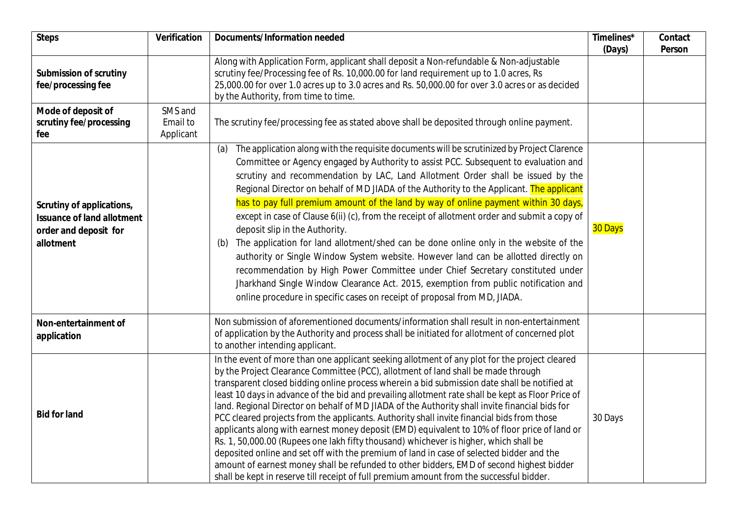| Steps | Verification | Documents/Information needed | Timelines* (Days) | Contact Person |
| --- | --- | --- | --- | --- |
| **Submission of scrutiny fee/processing fee** | | Along with Application Form, applicant shall deposit a Non-refundable & Non-adjustable scrutiny fee/Processing fee of Rs. 10,000.00 for land requirement up to 1.0 acres, Rs 25,000.00 for over 1.0 acres up to 3.0 acres and Rs. 50,000.00 for over 3.0 acres or as decided by the Authority, from time to time. | | |
| **Mode of deposit of scrutiny fee/processing fee** | SMS and Email to Applicant | The scrutiny fee/processing fee as stated above shall be deposited through online payment. | | |
| **Scrutiny of applications, Issuance of land allotment order and deposit for allotment** | | (a) The application along with the requisite documents will be scrutinized by Project Clarence Committee or Agency engaged by Authority to assist PCC. Subsequent to evaluation and scrutiny and recommendation by LAC, Land Allotment Order shall be issued by the Regional Director on behalf of MD JIADA of the Authority to the Applicant. The applicant has to pay full premium amount of the land by way of online payment within 30 days, except in case of Clause 6(ii) (c), from the receipt of allotment order and submit a copy of deposit slip in the Authority. (b) The application for land allotment/shed can be done online only in the website of the authority or Single Window System website. However land can be allotted directly on recommendation by High Power Committee under Chief Secretary constituted under Jharkhand Single Window Clearance Act. 2015, exemption from public notification and online procedure in specific cases on receipt of proposal from MD, JIADA. | 30 Days | |
| **Non-entertainment of application** | | Non submission of aforementioned documents/information shall result in non-entertainment of application by the Authority and process shall be initiated for allotment of concerned plot to another intending applicant. | | |
| **Bid for land** | | In the event of more than one applicant seeking allotment of any plot for the project cleared by the Project Clearance Committee (PCC), allotment of land shall be made through transparent closed bidding online process wherein a bid submission date shall be notified at least 10 days in advance of the bid and prevailing allotment rate shall be kept as Floor Price of land. Regional Director on behalf of MD JIADA of the Authority shall invite financial bids for PCC cleared projects from the applicants. Authority shall invite financial bids from those applicants along with earnest money deposit (EMD) equivalent to 10% of floor price of land or Rs. 1, 50,000.00 (Rupees one lakh fifty thousand) whichever is higher, which shall be deposited online and set off with the premium of land in case of selected bidder and the amount of earnest money shall be refunded to other bidders, EMD of second highest bidder shall be kept in reserve till receipt of full premium amount from the successful bidder. | 30 Days | |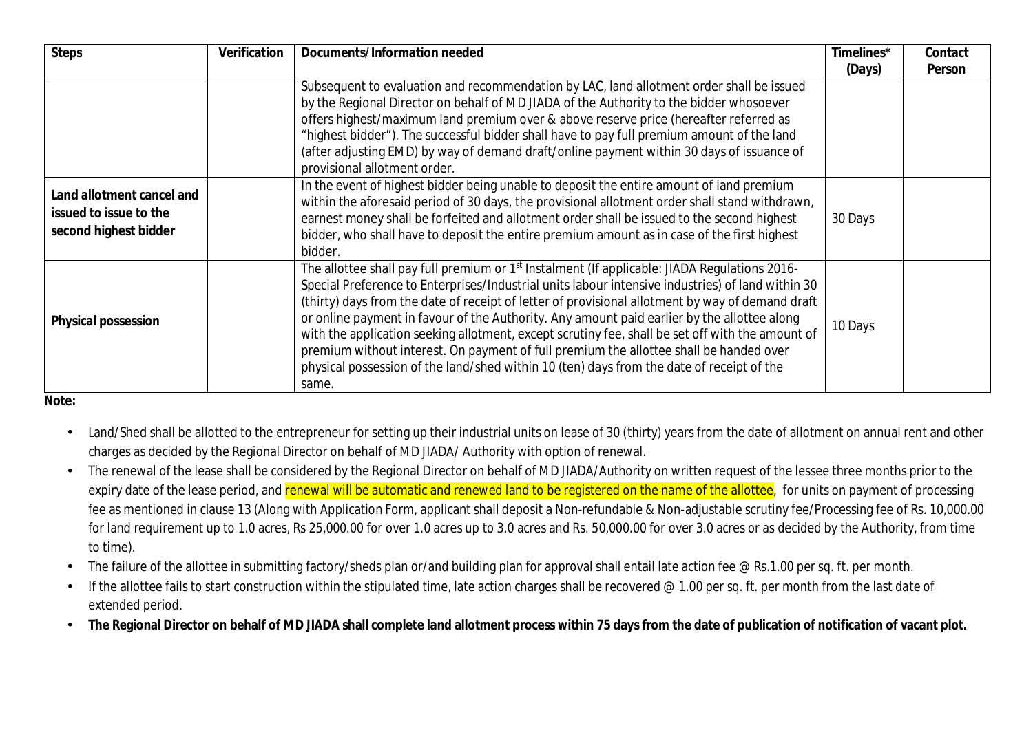| Steps | Verification | Documents/Information needed | Timelines* (Days) | Contact Person |
|---|---|---|---|---|
| | | Subsequent to evaluation and recommendation by LAC, land allotment order shall be issued by the Regional Director on behalf of MD JIADA of the Authority to the bidder whosoever offers highest/maximum land premium over & above reserve price (hereafter referred as "highest bidder"). The successful bidder shall have to pay full premium amount of the land (after adjusting EMD) by way of demand draft/online payment within 30 days of issuance of provisional allotment order. | | |
| Land allotment cancel and issued to issue to the second highest bidder | | In the event of highest bidder being unable to deposit the entire amount of land premium within the aforesaid period of 30 days, the provisional allotment order shall stand withdrawn, earnest money shall be forfeited and allotment order shall be issued to the second highest bidder, who shall have to deposit the entire premium amount as in case of the first highest bidder. | 30 Days | |
| Physical possession | | The allottee shall pay full premium or 1st Instalment (If applicable: JIADA Regulations 2016- Special Preference to Enterprises/Industrial units labour intensive industries) of land within 30 (thirty) days from the date of receipt of letter of provisional allotment by way of demand draft or online payment in favour of the Authority. Any amount paid earlier by the allottee along with the application seeking allotment, except scrutiny fee, shall be set off with the amount of premium without interest. On payment of full premium the allottee shall be handed over physical possession of the land/shed within 10 (ten) days from the date of receipt of the same. | 10 Days | |

**Note:**

- Land/Shed shall be allotted to the entrepreneur for setting up their industrial units on lease of 30 (thirty) years from the date of allotment on annual rent and other charges as decided by the Regional Director on behalf of MD JIADA/ Authority with option of renewal.
- The renewal of the lease shall be considered by the Regional Director on behalf of MD JIADA/Authority on written request of the lessee three months prior to the expiry date of the lease period, and renewal will be automatic and renewed land to be registered on the name of the allottee, for units on payment of processing fee as mentioned in clause 13 (Along with Application Form, applicant shall deposit a Non-refundable & Non-adjustable scrutiny fee/Processing fee of Rs. 10,000.00 for land requirement up to 1.0 acres, Rs 25,000.00 for over 1.0 acres up to 3.0 acres and Rs. 50,000.00 for over 3.0 acres or as decided by the Authority, from time to time).
- The failure of the allottee in submitting factory/sheds plan or/and building plan for approval shall entail late action fee @ Rs.1.00 per sq. ft. per month.
- If the allottee fails to start construction within the stipulated time, late action charges shall be recovered @ 1.00 per sq. ft. per month from the last date of extended period.
- **The Regional Director on behalf of MD JIADA shall complete land allotment process within 75 days from the date of publication of notification of vacant plot.**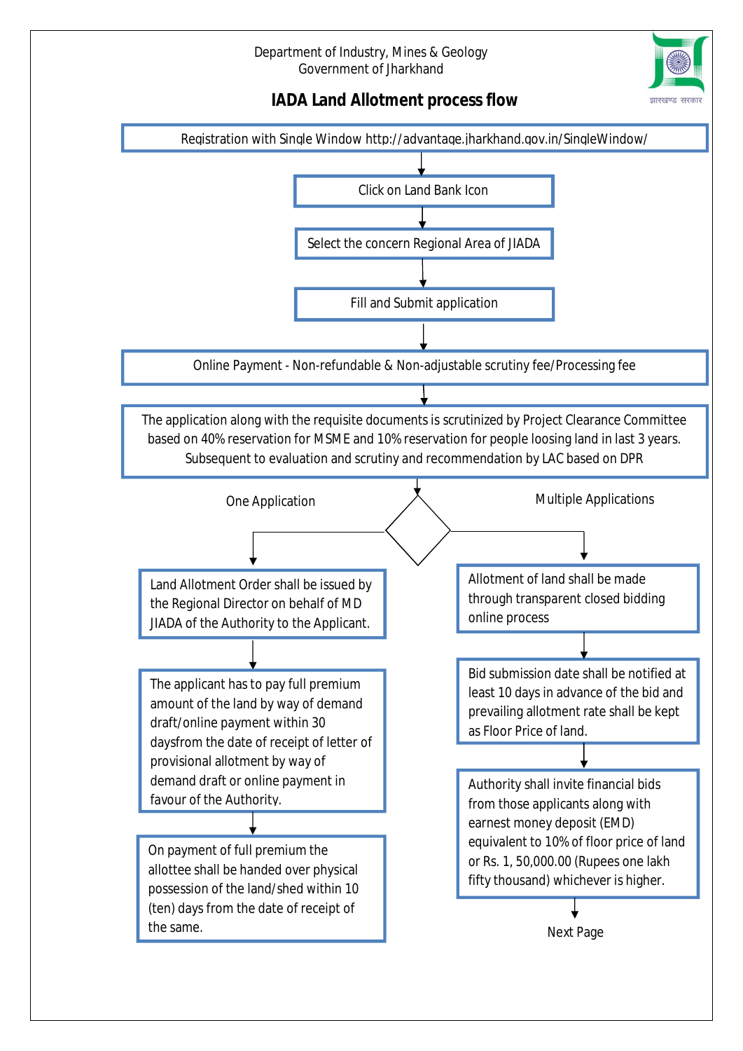Department of Industry, Mines & Geology
Government of Jharkhand

# IADA Land Allotment process flow

Registration with Single Window http://advantage.jharkhand.gov.in/SingleWindow/

Click on Land Bank Icon

Select the concern Regional Area of JIADA

Fill and Submit application

Online Payment - Non-refundable & Non-adjustable scrutiny fee/Processing fee

The application along with the requisite documents is scrutinized by Project Clearance Committee based on 40% reservation for MSME and 10% reservation for people loosing land in last 3 years. Subsequent to evaluation and scrutiny and recommendation by LAC based on DPR

**One Application**

Land Allotment Order shall be issued by the Regional Director on behalf of MD JIADA of the Authority to the Applicant.

The applicant has to pay full premium amount of the land by way of demand draft/online payment within 30 daysfrom the date of receipt of letter of provisional allotment by way of demand draft or online payment in favour of the Authority.

On payment of full premium the allottee shall be handed over physical possession of the land/shed within 10 (ten) days from the date of receipt of the same.

**Multiple Applications**

Allotment of land shall be made through transparent closed bidding online process

Bid submission date shall be notified at least 10 days in advance of the bid and prevailing allotment rate shall be kept as Floor Price of land.

Authority shall invite financial bids from those applicants along with earnest money deposit (EMD) equivalent to 10% of floor price of land or Rs. 1, 50,000.00 (Rupees one lakh fifty thousand) whichever is higher.

Next Page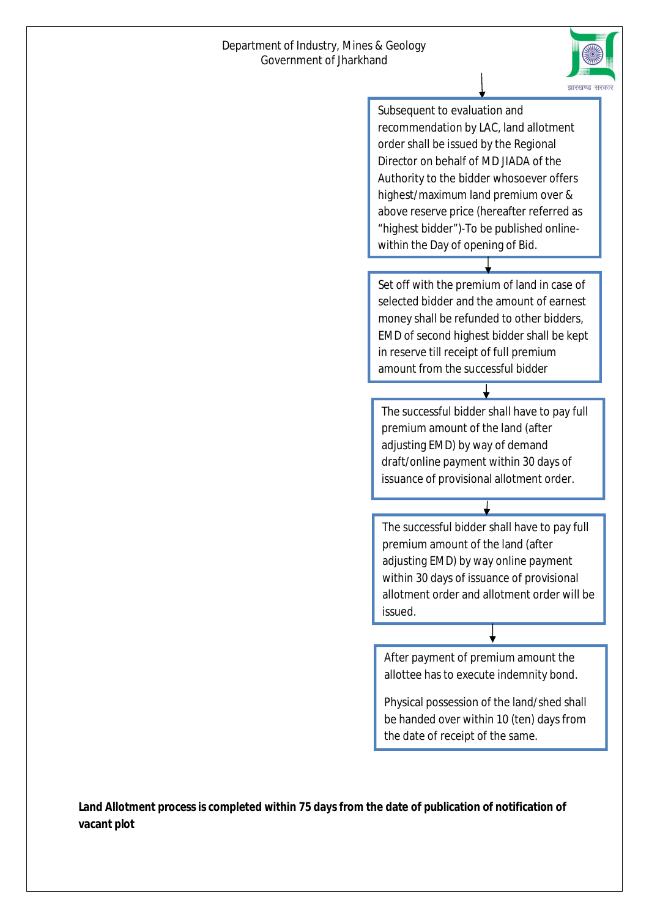Subsequent to evaluation and recommendation by LAC, land allotment order shall be issued by the Regional Director on behalf of MD JIADA of the Authority to the bidder whosoever offers highest/maximum land premium over & above reserve price (hereafter referred as "highest bidder")-To be published online-within the Day of opening of Bid.

↓

Set off with the premium of land in case of selected bidder and the amount of earnest money shall be refunded to other bidders, EMD of second highest bidder shall be kept in reserve till receipt of full premium amount from the successful bidder

↓

The successful bidder shall have to pay full premium amount of the land (after adjusting EMD) by way of demand draft/online payment within 30 days of issuance of provisional allotment order.

↓

The successful bidder shall have to pay full premium amount of the land (after adjusting EMD) by way online payment within 30 days of issuance of provisional allotment order and allotment order will be issued.

↓

After payment of premium amount the allottee has to execute indemnity bond.

Physical possession of the land/shed shall be handed over within 10 (ten) days from the date of receipt of the same.

**Land Allotment process is completed within 75 days from the date of publication of notification of vacant plot**